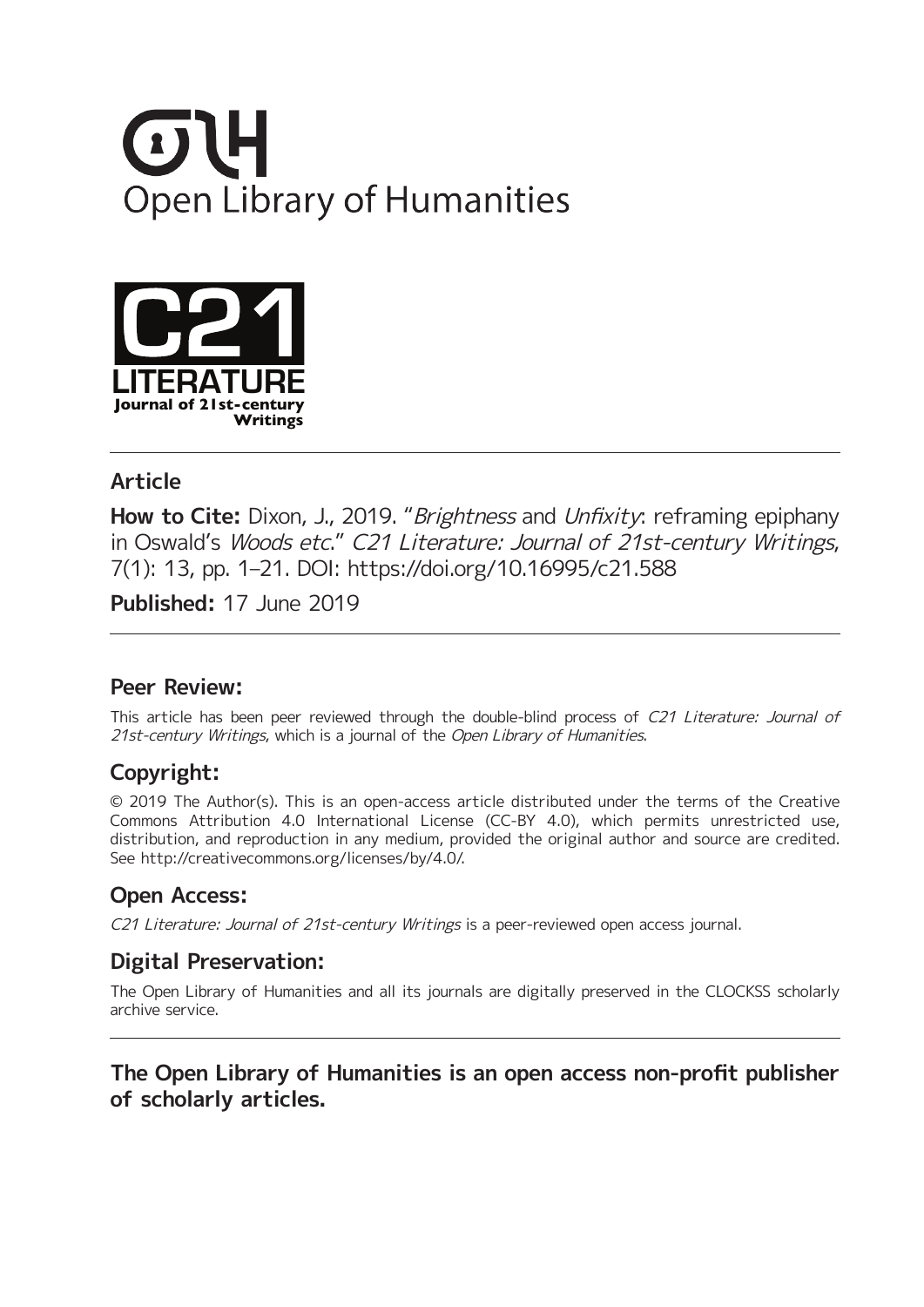Open Library of Humanities

C21 LITERATURE Journal of 21st-century Writings

## Article

**How to Cite:** Dixon, J., 2019. "*Brightness* and *Unfixity*: reframing epiphany in Oswald's *Woods etc*." *C21 Literature: Journal of 21st-century Writings*, 7(1): 13, pp. 1–21. DOI: https://doi.org/10.16995/c21.588

**Published:** 17 June 2019

## Peer Review:

This article has been peer reviewed through the double-blind process of *C21 Literature: Journal of 21st-century Writings*, which is a journal of the *Open Library of Humanities*.

## Copyright:

© 2019 The Author(s). This is an open-access article distributed under the terms of the Creative Commons Attribution 4.0 International License (CC-BY 4.0), which permits unrestricted use, distribution, and reproduction in any medium, provided the original author and source are credited. See http://creativecommons.org/licenses/by/4.0/.

## Open Access:

*C21 Literature: Journal of 21st-century Writings* is a peer-reviewed open access journal.

## Digital Preservation:

The Open Library of Humanities and all its journals are digitally preserved in the CLOCKSS scholarly archive service.

**The Open Library of Humanities is an open access non-profit publisher of scholarly articles.**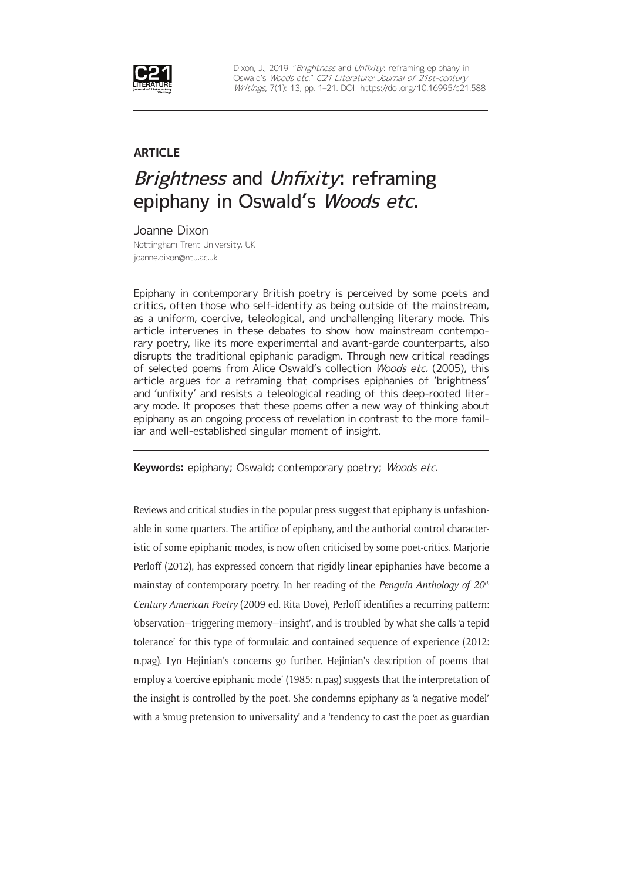Dixon, J., 2019. "*Brightness* and *Unfixity*: reframing epiphany in Oswald's *Woods etc.*" *C21 Literature: Journal of 21st-century Writings*, 7(1): 13, pp. 1–21. DOI: https://doi.org/10.16995/c21.588

**ARTICLE**

# *Brightness* and *Unfixity*: reframing epiphany in Oswald's *Woods etc.*

Joanne Dixon
Nottingham Trent University, UK
joanne.dixon@ntu.ac.uk

Epiphany in contemporary British poetry is perceived by some poets and critics, often those who self-identify as being outside of the mainstream, as a uniform, coercive, teleological, and unchallenging literary mode. This article intervenes in these debates to show how mainstream contemporary poetry, like its more experimental and avant-garde counterparts, also disrupts the traditional epiphanic paradigm. Through new critical readings of selected poems from Alice Oswald's collection *Woods etc.* (2005), this article argues for a reframing that comprises epiphanies of 'brightness' and 'unfixity' and resists a teleological reading of this deep-rooted literary mode. It proposes that these poems offer a new way of thinking about epiphany as an ongoing process of revelation in contrast to the more familiar and well-established singular moment of insight.

**Keywords:** epiphany; Oswald; contemporary poetry; *Woods etc.*

Reviews and critical studies in the popular press suggest that epiphany is unfashionable in some quarters. The artifice of epiphany, and the authorial control characteristic of some epiphanic modes, is now often criticised by some poet-critics. Marjorie Perloff (2012), has expressed concern that rigidly linear epiphanies have become a mainstay of contemporary poetry. In her reading of the *Penguin Anthology of 20th Century American Poetry* (2009 ed. Rita Dove), Perloff identifies a recurring pattern: 'observation—triggering memory—insight', and is troubled by what she calls 'a tepid tolerance' for this type of formulaic and contained sequence of experience (2012: n.pag). Lyn Hejinian's concerns go further. Hejinian's description of poems that employ a 'coercive epiphanic mode' (1985: n.pag) suggests that the interpretation of the insight is controlled by the poet. She condemns epiphany as 'a negative model' with a 'smug pretension to universality' and a 'tendency to cast the poet as guardian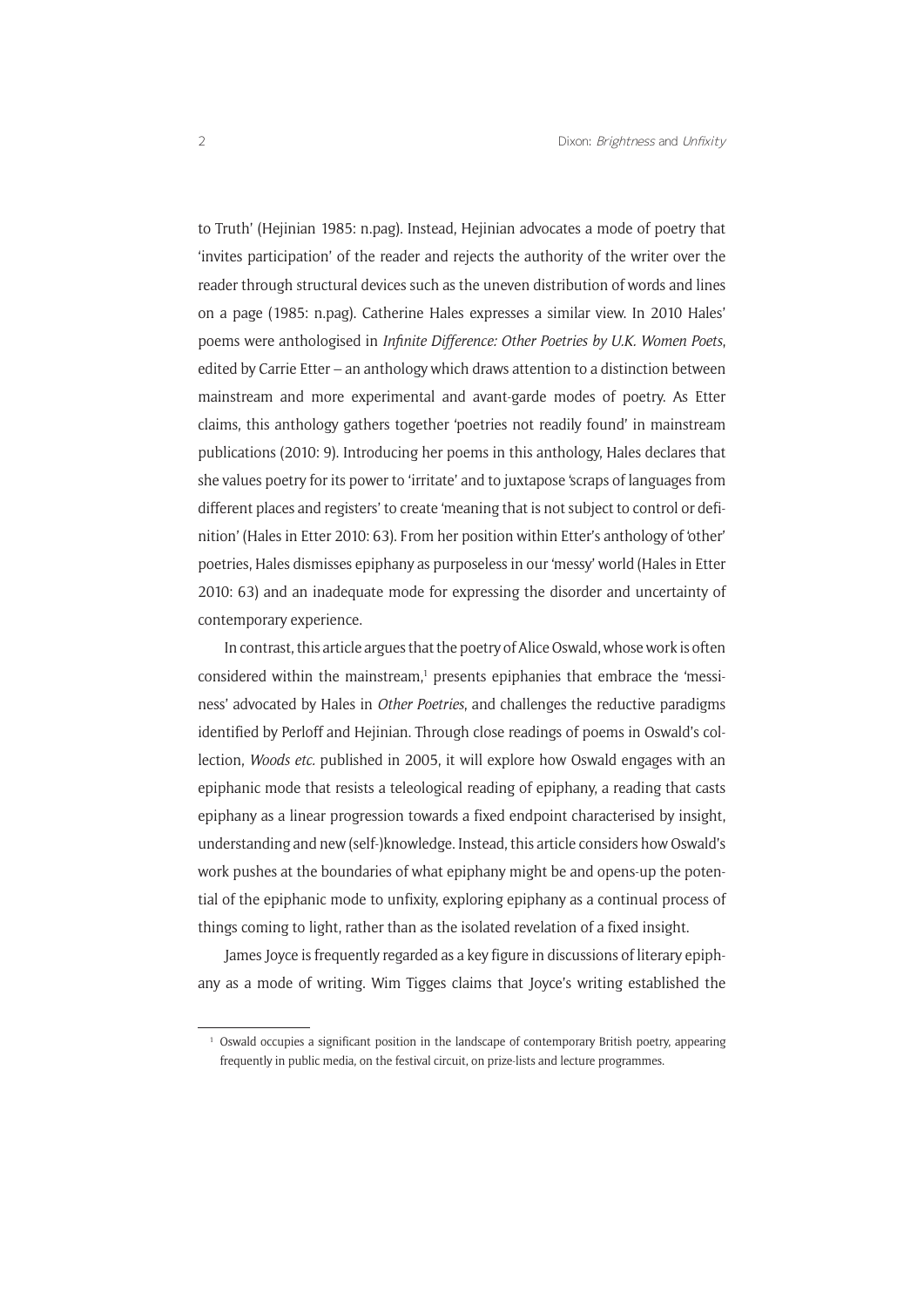to Truth' (Hejinian 1985: n.pag). Instead, Hejinian advocates a mode of poetry that 'invites participation' of the reader and rejects the authority of the writer over the reader through structural devices such as the uneven distribution of words and lines on a page (1985: n.pag). Catherine Hales expresses a similar view. In 2010 Hales' poems were anthologised in *Infinite Difference: Other Poetries by U.K. Women Poets*, edited by Carrie Etter – an anthology which draws attention to a distinction between mainstream and more experimental and avant-garde modes of poetry. As Etter claims, this anthology gathers together 'poetries not readily found' in mainstream publications (2010: 9). Introducing her poems in this anthology, Hales declares that she values poetry for its power to 'irritate' and to juxtapose 'scraps of languages from different places and registers' to create 'meaning that is not subject to control or definition' (Hales in Etter 2010: 63). From her position within Etter's anthology of 'other' poetries, Hales dismisses epiphany as purposeless in our 'messy' world (Hales in Etter 2010: 63) and an inadequate mode for expressing the disorder and uncertainty of contemporary experience.

In contrast, this article argues that the poetry of Alice Oswald, whose work is often considered within the mainstream,[1] presents epiphanies that embrace the 'messiness' advocated by Hales in *Other Poetries*, and challenges the reductive paradigms identified by Perloff and Hejinian. Through close readings of poems in Oswald's collection, *Woods etc.* published in 2005, it will explore how Oswald engages with an epiphanic mode that resists a teleological reading of epiphany, a reading that casts epiphany as a linear progression towards a fixed endpoint characterised by insight, understanding and new (self-)knowledge. Instead, this article considers how Oswald's work pushes at the boundaries of what epiphany might be and opens-up the potential of the epiphanic mode to unfixity, exploring epiphany as a continual process of things coming to light, rather than as the isolated revelation of a fixed insight.

James Joyce is frequently regarded as a key figure in discussions of literary epiphany as a mode of writing. Wim Tigges claims that Joyce's writing established the

[1] Oswald occupies a significant position in the landscape of contemporary British poetry, appearing frequently in public media, on the festival circuit, on prize-lists and lecture programmes.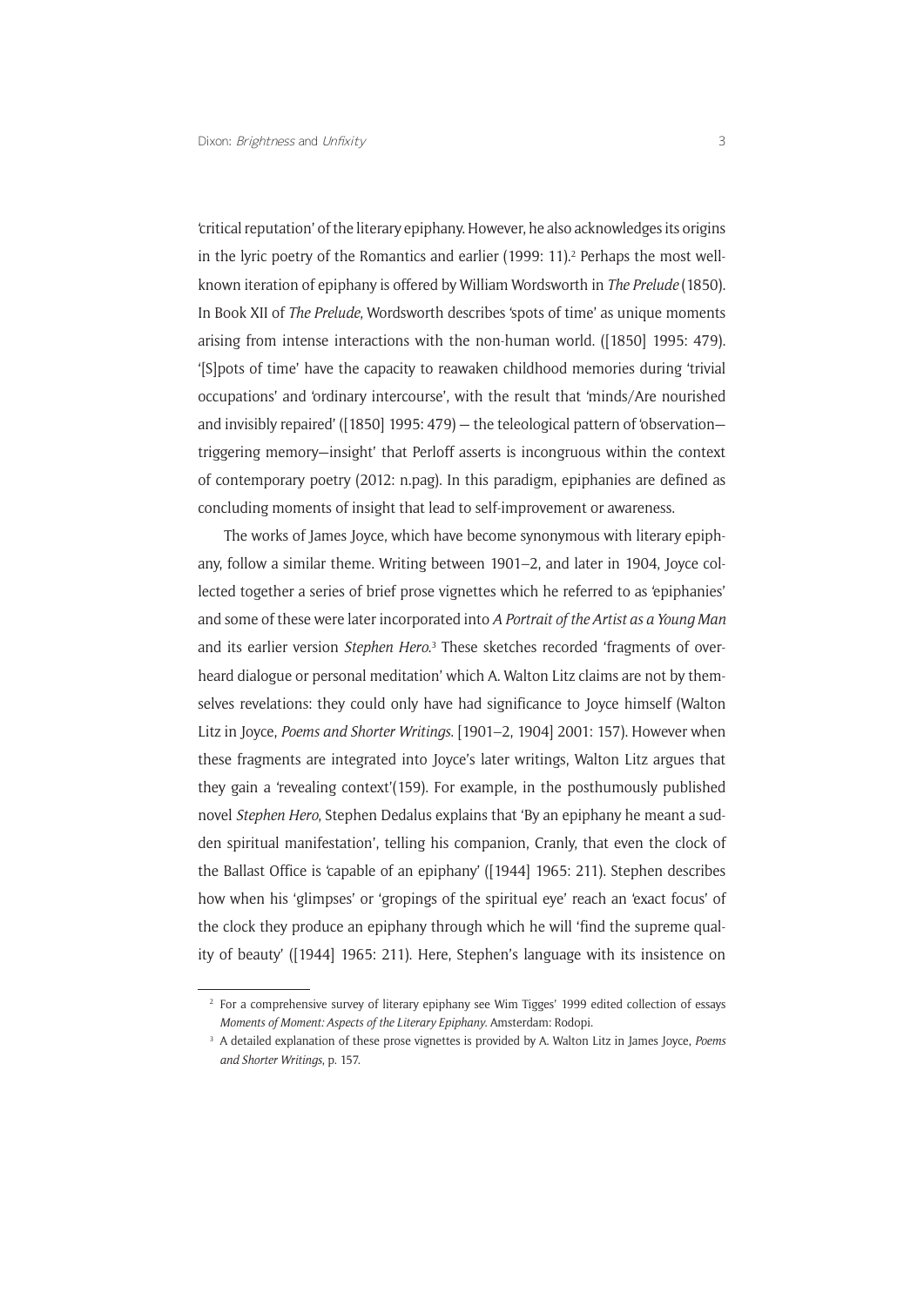'critical reputation' of the literary epiphany. However, he also acknowledges its origins in the lyric poetry of the Romantics and earlier (1999: 11).[2] Perhaps the most well-known iteration of epiphany is offered by William Wordsworth in *The Prelude* (1850). In Book XII of *The Prelude*, Wordsworth describes 'spots of time' as unique moments arising from intense interactions with the non-human world. ([1850] 1995: 479). '[S]pots of time' have the capacity to reawaken childhood memories during 'trivial occupations' and 'ordinary intercourse', with the result that 'minds/Are nourished and invisibly repaired' ([1850] 1995: 479) – the teleological pattern of 'observation—triggering memory—insight' that Perloff asserts is incongruous within the context of contemporary poetry (2012: n.pag). In this paradigm, epiphanies are defined as concluding moments of insight that lead to self-improvement or awareness.

The works of James Joyce, which have become synonymous with literary epiphany, follow a similar theme. Writing between 1901–2, and later in 1904, Joyce collected together a series of brief prose vignettes which he referred to as 'epiphanies' and some of these were later incorporated into *A Portrait of the Artist as a Young Man* and its earlier version *Stephen Hero*.[3] These sketches recorded 'fragments of overheard dialogue or personal meditation' which A. Walton Litz claims are not by themselves revelations: they could only have had significance to Joyce himself (Walton Litz in Joyce, *Poems and Shorter Writings*. [1901–2, 1904] 2001: 157). However when these fragments are integrated into Joyce's later writings, Walton Litz argues that they gain a 'revealing context'(159). For example, in the posthumously published novel *Stephen Hero*, Stephen Dedalus explains that 'By an epiphany he meant a sudden spiritual manifestation', telling his companion, Cranly, that even the clock of the Ballast Office is 'capable of an epiphany' ([1944] 1965: 211). Stephen describes how when his 'glimpses' or 'gropings of the spiritual eye' reach an 'exact focus' of the clock they produce an epiphany through which he will 'find the supreme quality of beauty' ([1944] 1965: 211). Here, Stephen's language with its insistence on

[2] For a comprehensive survey of literary epiphany see Wim Tigges' 1999 edited collection of essays *Moments of Moment: Aspects of the Literary Epiphany*. Amsterdam: Rodopi.

[3] A detailed explanation of these prose vignettes is provided by A. Walton Litz in James Joyce, *Poems and Shorter Writings*, p. 157.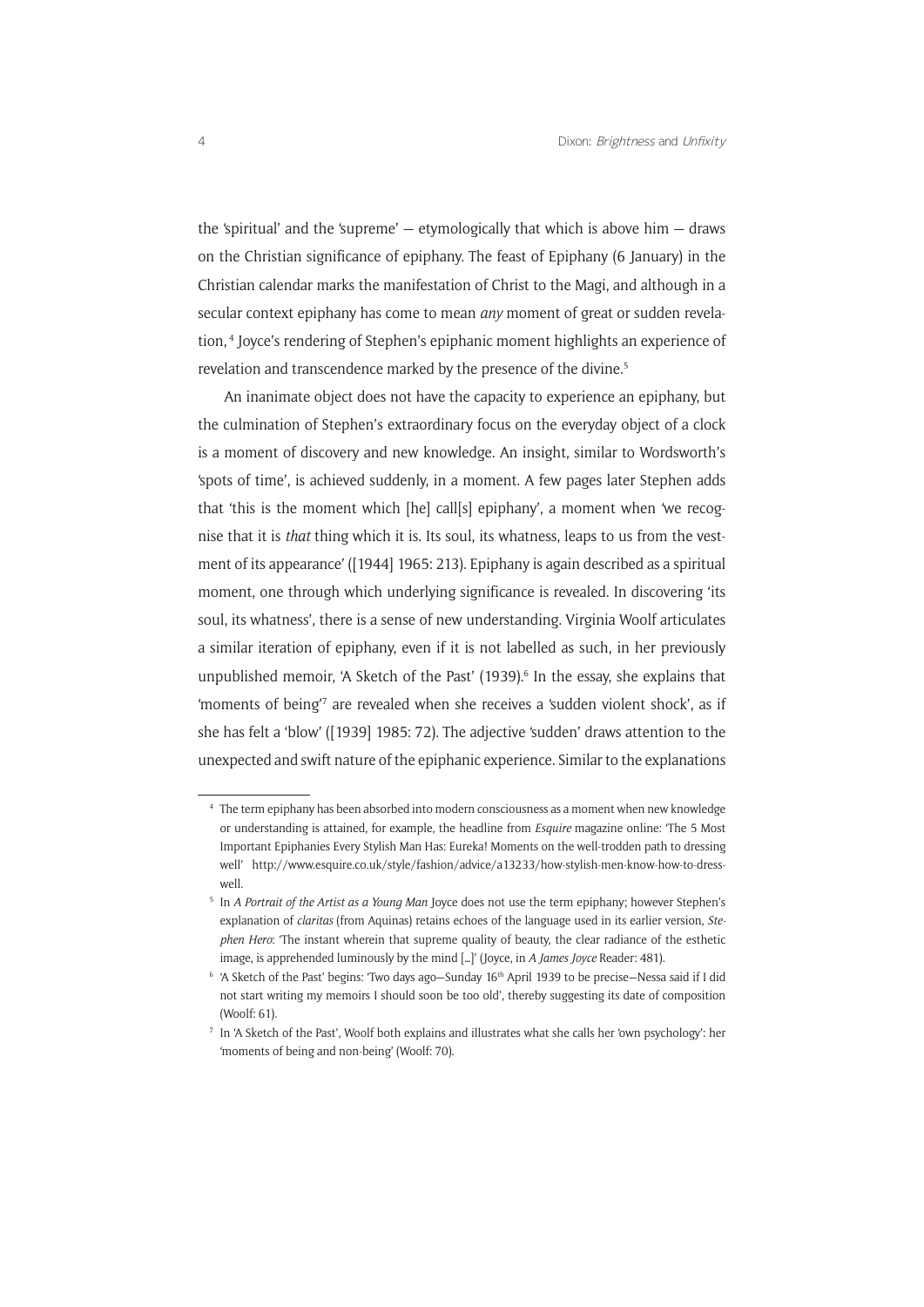the 'spiritual' and the 'supreme' — etymologically that which is above him — draws on the Christian significance of epiphany. The feast of Epiphany (6 January) in the Christian calendar marks the manifestation of Christ to the Magi, and although in a secular context epiphany has come to mean *any* moment of great or sudden revelation, [4] Joyce's rendering of Stephen's epiphanic moment highlights an experience of revelation and transcendence marked by the presence of the divine.[5]

An inanimate object does not have the capacity to experience an epiphany, but the culmination of Stephen's extraordinary focus on the everyday object of a clock is a moment of discovery and new knowledge. An insight, similar to Wordsworth's 'spots of time', is achieved suddenly, in a moment. A few pages later Stephen adds that 'this is the moment which [he] call[s] epiphany', a moment when 'we recognise that it is *that* thing which it is. Its soul, its whatness, leaps to us from the vestment of its appearance' ([1944] 1965: 213). Epiphany is again described as a spiritual moment, one through which underlying significance is revealed. In discovering 'its soul, its whatness', there is a sense of new understanding. Virginia Woolf articulates a similar iteration of epiphany, even if it is not labelled as such, in her previously unpublished memoir, 'A Sketch of the Past' (1939).[6] In the essay, she explains that 'moments of being'[7] are revealed when she receives a 'sudden violent shock', as if she has felt a 'blow' ([1939] 1985: 72). The adjective 'sudden' draws attention to the unexpected and swift nature of the epiphanic experience. Similar to the explanations

---

[4] The term epiphany has been absorbed into modern consciousness as a moment when new knowledge or understanding is attained, for example, the headline from *Esquire* magazine online: 'The 5 Most Important Epiphanies Every Stylish Man Has: Eureka! Moments on the well-trodden path to dressing well' http://www.esquire.co.uk/style/fashion/advice/a13233/how-stylish-men-know-how-to-dress-well.

[5] In *A Portrait of the Artist as a Young Man* Joyce does not use the term epiphany; however Stephen's explanation of *claritas* (from Aquinas) retains echoes of the language used in its earlier version, *Stephen Hero*: 'The instant wherein that supreme quality of beauty, the clear radiance of the esthetic image, is apprehended luminously by the mind [...]' (Joyce, in *A James Joyce* Reader: 481).

[6] 'A Sketch of the Past' begins: 'Two days ago—Sunday 16th April 1939 to be precise—Nessa said if I did not start writing my memoirs I should soon be too old', thereby suggesting its date of composition (Woolf: 61).

[7] In 'A Sketch of the Past', Woolf both explains and illustrates what she calls her 'own psychology': her 'moments of being and non-being' (Woolf: 70).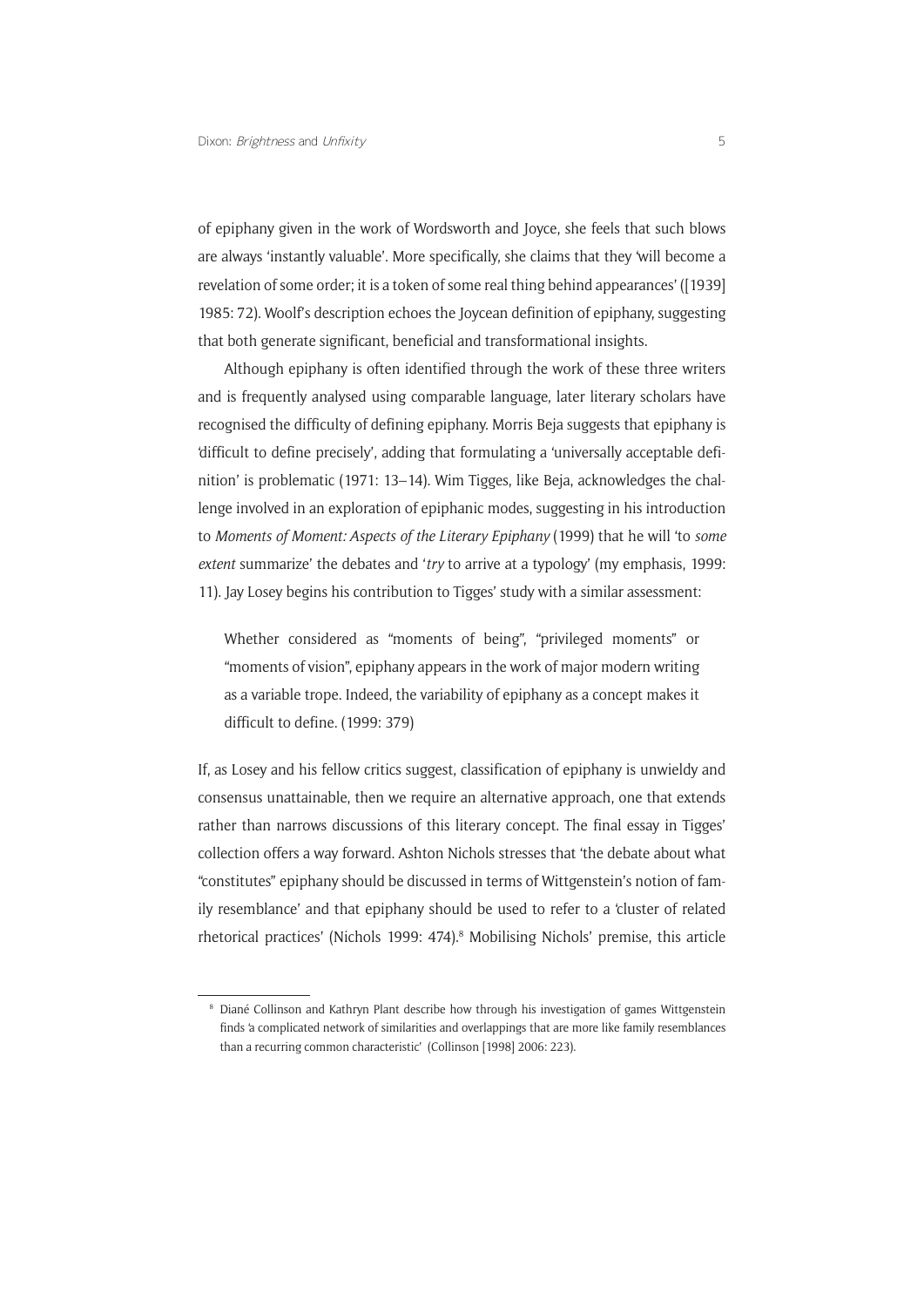of epiphany given in the work of Wordsworth and Joyce, she feels that such blows are always 'instantly valuable'. More specifically, she claims that they 'will become a revelation of some order; it is a token of some real thing behind appearances' ([1939] 1985: 72). Woolf's description echoes the Joycean definition of epiphany, suggesting that both generate significant, beneficial and transformational insights.

Although epiphany is often identified through the work of these three writers and is frequently analysed using comparable language, later literary scholars have recognised the difficulty of defining epiphany. Morris Beja suggests that epiphany is 'difficult to define precisely', adding that formulating a 'universally acceptable definition' is problematic (1971: 13–14). Wim Tigges, like Beja, acknowledges the challenge involved in an exploration of epiphanic modes, suggesting in his introduction to *Moments of Moment: Aspects of the Literary Epiphany* (1999) that he will 'to *some extent* summarize' the debates and '*try* to arrive at a typology' (my emphasis, 1999: 11). Jay Losey begins his contribution to Tigges' study with a similar assessment:

> Whether considered as "moments of being", "privileged moments" or "moments of vision", epiphany appears in the work of major modern writing as a variable trope. Indeed, the variability of epiphany as a concept makes it difficult to define. (1999: 379)

If, as Losey and his fellow critics suggest, classification of epiphany is unwieldy and consensus unattainable, then we require an alternative approach, one that extends rather than narrows discussions of this literary concept. The final essay in Tigges' collection offers a way forward. Ashton Nichols stresses that 'the debate about what "constitutes" epiphany should be discussed in terms of Wittgenstein's notion of family resemblance' and that epiphany should be used to refer to a 'cluster of related rhetorical practices' (Nichols 1999: 474).[8] Mobilising Nichols' premise, this article

[8] Diané Collinson and Kathryn Plant describe how through his investigation of games Wittgenstein finds 'a complicated network of similarities and overlappings that are more like family resemblances than a recurring common characteristic' (Collinson [1998] 2006: 223).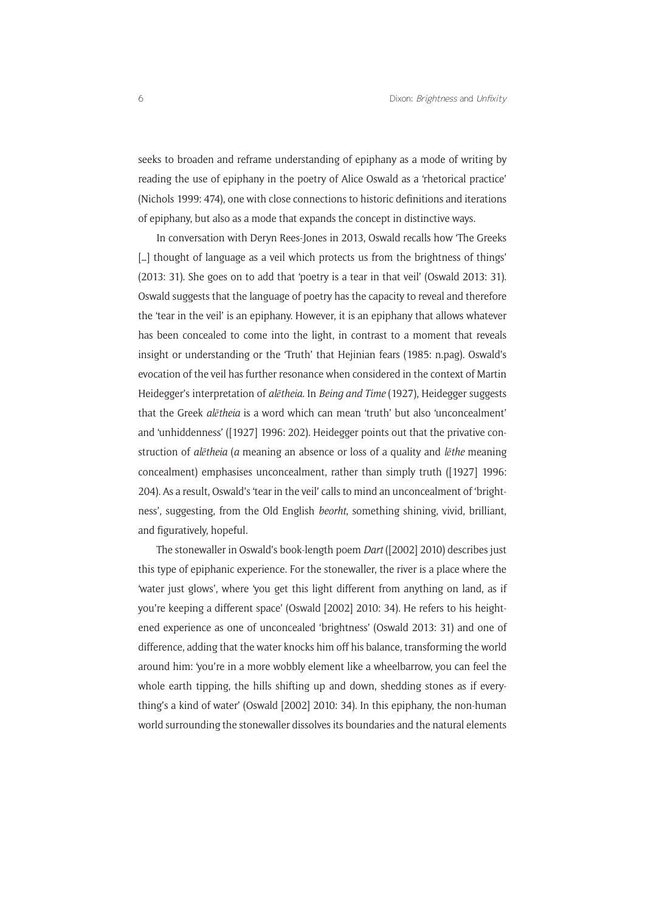seeks to broaden and reframe understanding of epiphany as a mode of writing by reading the use of epiphany in the poetry of Alice Oswald as a 'rhetorical practice' (Nichols 1999: 474), one with close connections to historic definitions and iterations of epiphany, but also as a mode that expands the concept in distinctive ways.

In conversation with Deryn Rees-Jones in 2013, Oswald recalls how 'The Greeks [...] thought of language as a veil which protects us from the brightness of things' (2013: 31). She goes on to add that 'poetry is a tear in that veil' (Oswald 2013: 31). Oswald suggests that the language of poetry has the capacity to reveal and therefore the 'tear in the veil' is an epiphany. However, it is an epiphany that allows whatever has been concealed to come into the light, in contrast to a moment that reveals insight or understanding or the 'Truth' that Hejinian fears (1985: n.pag). Oswald's evocation of the veil has further resonance when considered in the context of Martin Heidegger's interpretation of *alētheia.* In *Being and Time* (1927), Heidegger suggests that the Greek *alētheia* is a word which can mean 'truth' but also 'unconcealment' and 'unhiddenness' ([1927] 1996: 202). Heidegger points out that the privative construction of *alētheia* (*a* meaning an absence or loss of a quality and *lēthe* meaning concealment) emphasises unconcealment, rather than simply truth ([1927] 1996: 204). As a result, Oswald's 'tear in the veil' calls to mind an unconcealment of 'brightness', suggesting, from the Old English *beorht*, something shining, vivid, brilliant, and figuratively, hopeful.

The stonewaller in Oswald's book-length poem *Dart* ([2002] 2010) describes just this type of epiphanic experience. For the stonewaller, the river is a place where the 'water just glows', where 'you get this light different from anything on land, as if you're keeping a different space' (Oswald [2002] 2010: 34). He refers to his heightened experience as one of unconcealed 'brightness' (Oswald 2013: 31) and one of difference, adding that the water knocks him off his balance, transforming the world around him: 'you're in a more wobbly element like a wheelbarrow, you can feel the whole earth tipping, the hills shifting up and down, shedding stones as if everything's a kind of water' (Oswald [2002] 2010: 34). In this epiphany, the non-human world surrounding the stonewaller dissolves its boundaries and the natural elements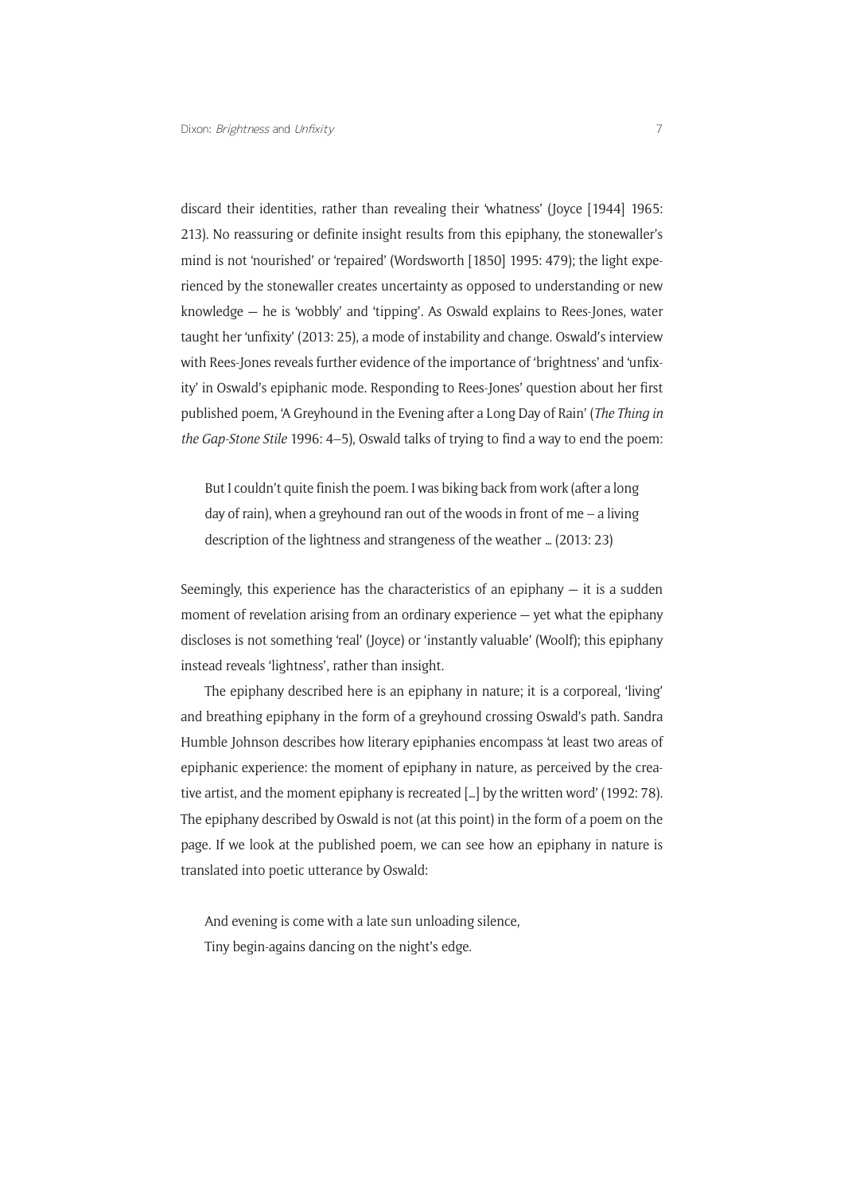discard their identities, rather than revealing their 'whatness' (Joyce [1944] 1965: 213). No reassuring or definite insight results from this epiphany, the stonewaller's mind is not 'nourished' or 'repaired' (Wordsworth [1850] 1995: 479); the light experienced by the stonewaller creates uncertainty as opposed to understanding or new knowledge — he is 'wobbly' and 'tipping'. As Oswald explains to Rees-Jones, water taught her 'unfixity' (2013: 25), a mode of instability and change. Oswald's interview with Rees-Jones reveals further evidence of the importance of 'brightness' and 'unfixity' in Oswald's epiphanic mode. Responding to Rees-Jones' question about her first published poem, 'A Greyhound in the Evening after a Long Day of Rain' (*The Thing in the Gap-Stone Stile* 1996: 4–5), Oswald talks of trying to find a way to end the poem:

> But I couldn't quite finish the poem. I was biking back from work (after a long day of rain), when a greyhound ran out of the woods in front of me – a living description of the lightness and strangeness of the weather … (2013: 23)

Seemingly, this experience has the characteristics of an epiphany — it is a sudden moment of revelation arising from an ordinary experience — yet what the epiphany discloses is not something 'real' (Joyce) or 'instantly valuable' (Woolf); this epiphany instead reveals 'lightness', rather than insight.

The epiphany described here is an epiphany in nature; it is a corporeal, 'living' and breathing epiphany in the form of a greyhound crossing Oswald's path. Sandra Humble Johnson describes how literary epiphanies encompass 'at least two areas of epiphanic experience: the moment of epiphany in nature, as perceived by the creative artist, and the moment epiphany is recreated […] by the written word' (1992: 78). The epiphany described by Oswald is not (at this point) in the form of a poem on the page. If we look at the published poem, we can see how an epiphany in nature is translated into poetic utterance by Oswald:

> And evening is come with a late sun unloading silence,
> Tiny begin-agains dancing on the night's edge.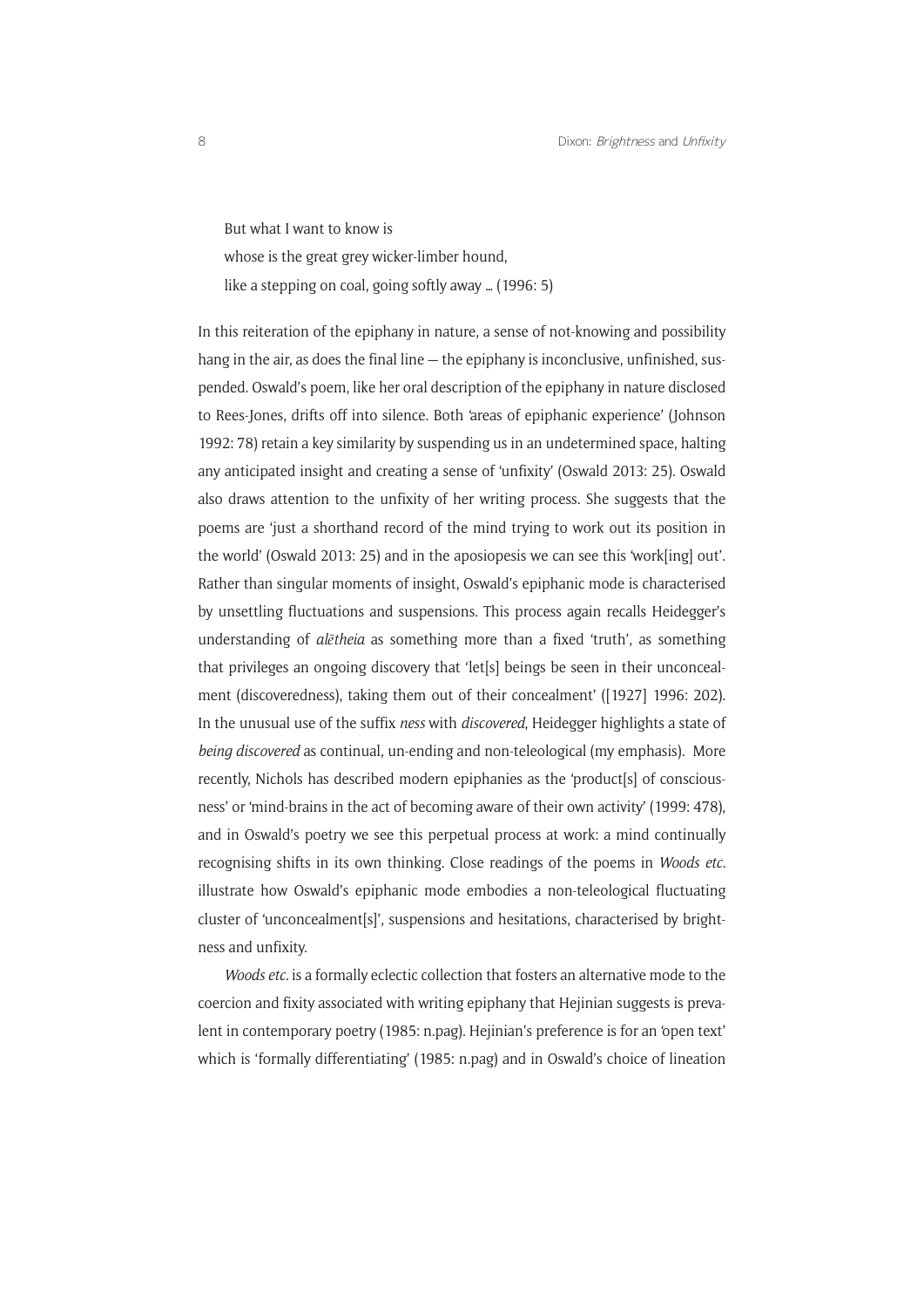But what I want to know is
whose is the great grey wicker-limber hound,
like a stepping on coal, going softly away … (1996: 5)

In this reiteration of the epiphany in nature, a sense of not-knowing and possibility hang in the air, as does the final line — the epiphany is inconclusive, unfinished, suspended. Oswald's poem, like her oral description of the epiphany in nature disclosed to Rees-Jones, drifts off into silence. Both 'areas of epiphanic experience' (Johnson 1992: 78) retain a key similarity by suspending us in an undetermined space, halting any anticipated insight and creating a sense of 'unfixity' (Oswald 2013: 25). Oswald also draws attention to the unfixity of her writing process. She suggests that the poems are 'just a shorthand record of the mind trying to work out its position in the world' (Oswald 2013: 25) and in the aposiopesis we can see this 'work[ing] out'. Rather than singular moments of insight, Oswald's epiphanic mode is characterised by unsettling fluctuations and suspensions. This process again recalls Heidegger's understanding of *alētheia* as something more than a fixed 'truth', as something that privileges an ongoing discovery that 'let[s] beings be seen in their unconcealment (discoveredness), taking them out of their concealment' ([1927] 1996: 202). In the unusual use of the suffix *ness* with *discovered*, Heidegger highlights a state of *being discovered* as continual, un-ending and non-teleological (my emphasis). More recently, Nichols has described modern epiphanies as the 'product[s] of consciousness' or 'mind-brains in the act of becoming aware of their own activity' (1999: 478), and in Oswald's poetry we see this perpetual process at work: a mind continually recognising shifts in its own thinking. Close readings of the poems in *Woods etc.* illustrate how Oswald's epiphanic mode embodies a non-teleological fluctuating cluster of 'unconcealment[s]', suspensions and hesitations, characterised by brightness and unfixity.

*Woods etc.* is a formally eclectic collection that fosters an alternative mode to the coercion and fixity associated with writing epiphany that Hejinian suggests is prevalent in contemporary poetry (1985: n.pag). Hejinian's preference is for an 'open text' which is 'formally differentiating' (1985: n.pag) and in Oswald's choice of lineation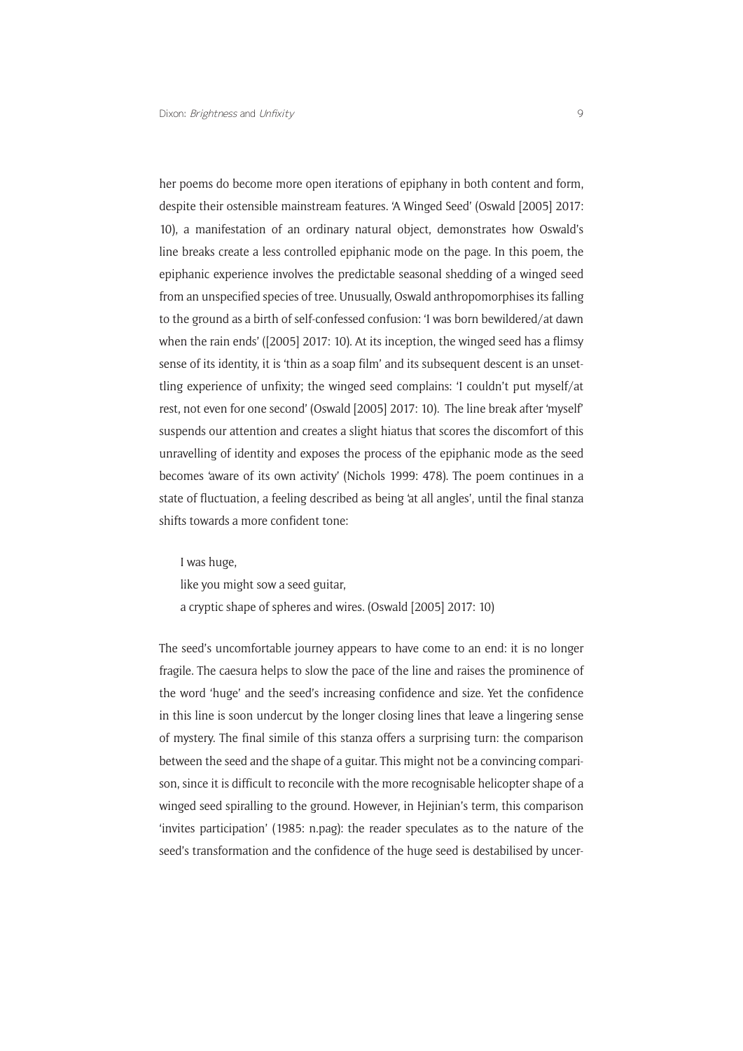her poems do become more open iterations of epiphany in both content and form, despite their ostensible mainstream features. 'A Winged Seed' (Oswald [2005] 2017: 10), a manifestation of an ordinary natural object, demonstrates how Oswald's line breaks create a less controlled epiphanic mode on the page. In this poem, the epiphanic experience involves the predictable seasonal shedding of a winged seed from an unspecified species of tree. Unusually, Oswald anthropomorphises its falling to the ground as a birth of self-confessed confusion: 'I was born bewildered/at dawn when the rain ends' ([2005] 2017: 10). At its inception, the winged seed has a flimsy sense of its identity, it is 'thin as a soap film' and its subsequent descent is an unsettling experience of unfixity; the winged seed complains: 'I couldn't put myself/at rest, not even for one second' (Oswald [2005] 2017: 10). The line break after 'myself' suspends our attention and creates a slight hiatus that scores the discomfort of this unravelling of identity and exposes the process of the epiphanic mode as the seed becomes 'aware of its own activity' (Nichols 1999: 478). The poem continues in a state of fluctuation, a feeling described as being 'at all angles', until the final stanza shifts towards a more confident tone:

> I was huge,
> like you might sow a seed guitar,
> a cryptic shape of spheres and wires. (Oswald [2005] 2017: 10)

The seed's uncomfortable journey appears to have come to an end: it is no longer fragile. The caesura helps to slow the pace of the line and raises the prominence of the word 'huge' and the seed's increasing confidence and size. Yet the confidence in this line is soon undercut by the longer closing lines that leave a lingering sense of mystery. The final simile of this stanza offers a surprising turn: the comparison between the seed and the shape of a guitar. This might not be a convincing comparison, since it is difficult to reconcile with the more recognisable helicopter shape of a winged seed spiralling to the ground. However, in Hejinian's term, this comparison 'invites participation' (1985: n.pag): the reader speculates as to the nature of the seed's transformation and the confidence of the huge seed is destabilised by uncer-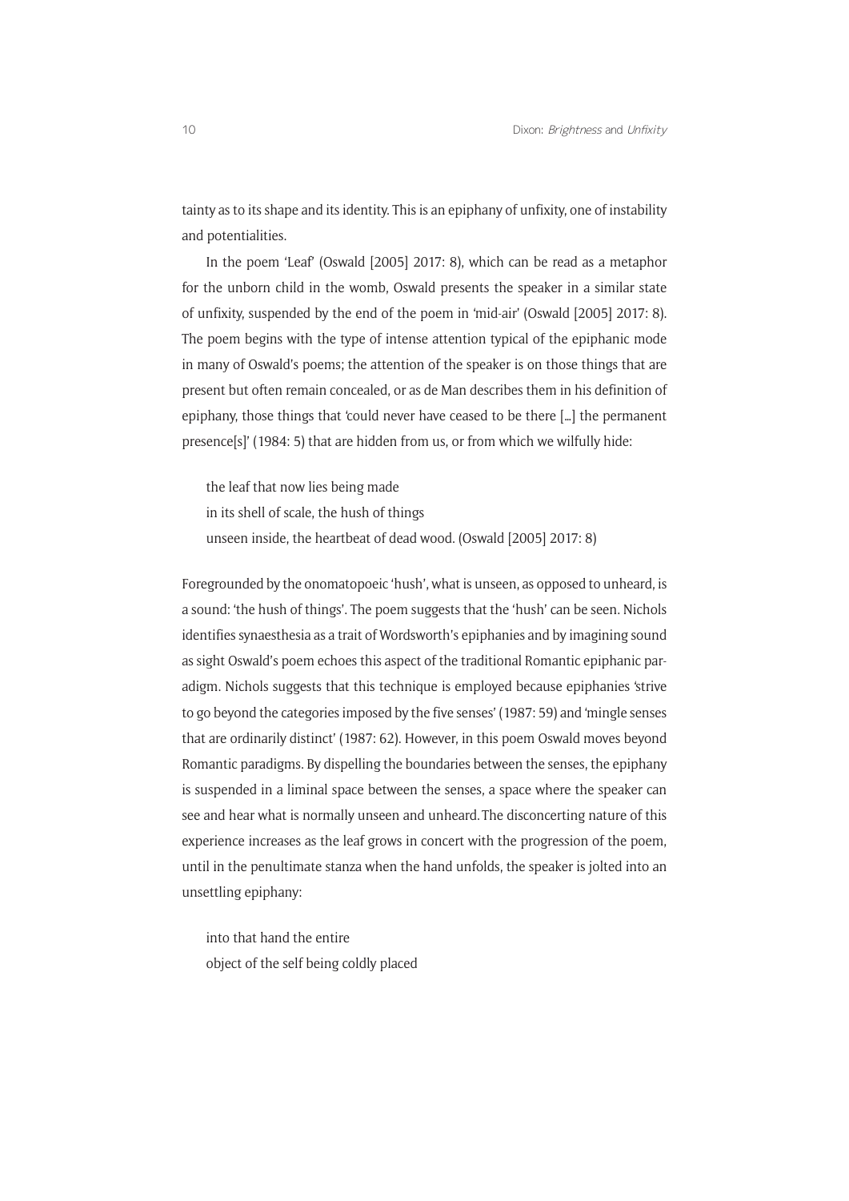tainty as to its shape and its identity. This is an epiphany of unfixity, one of instability and potentialities.

In the poem 'Leaf' (Oswald [2005] 2017: 8), which can be read as a metaphor for the unborn child in the womb, Oswald presents the speaker in a similar state of unfixity, suspended by the end of the poem in 'mid-air' (Oswald [2005] 2017: 8). The poem begins with the type of intense attention typical of the epiphanic mode in many of Oswald's poems; the attention of the speaker is on those things that are present but often remain concealed, or as de Man describes them in his definition of epiphany, those things that 'could never have ceased to be there […] the permanent presence[s]' (1984: 5) that are hidden from us, or from which we wilfully hide:

> the leaf that now lies being made
> in its shell of scale, the hush of things
> unseen inside, the heartbeat of dead wood. (Oswald [2005] 2017: 8)

Foregrounded by the onomatopoeic 'hush', what is unseen, as opposed to unheard, is a sound: 'the hush of things'. The poem suggests that the 'hush' can be seen. Nichols identifies synaesthesia as a trait of Wordsworth's epiphanies and by imagining sound as sight Oswald's poem echoes this aspect of the traditional Romantic epiphanic paradigm. Nichols suggests that this technique is employed because epiphanies 'strive to go beyond the categories imposed by the five senses' (1987: 59) and 'mingle senses that are ordinarily distinct' (1987: 62). However, in this poem Oswald moves beyond Romantic paradigms. By dispelling the boundaries between the senses, the epiphany is suspended in a liminal space between the senses, a space where the speaker can see and hear what is normally unseen and unheard. The disconcerting nature of this experience increases as the leaf grows in concert with the progression of the poem, until in the penultimate stanza when the hand unfolds, the speaker is jolted into an unsettling epiphany:

> into that hand the entire
> object of the self being coldly placed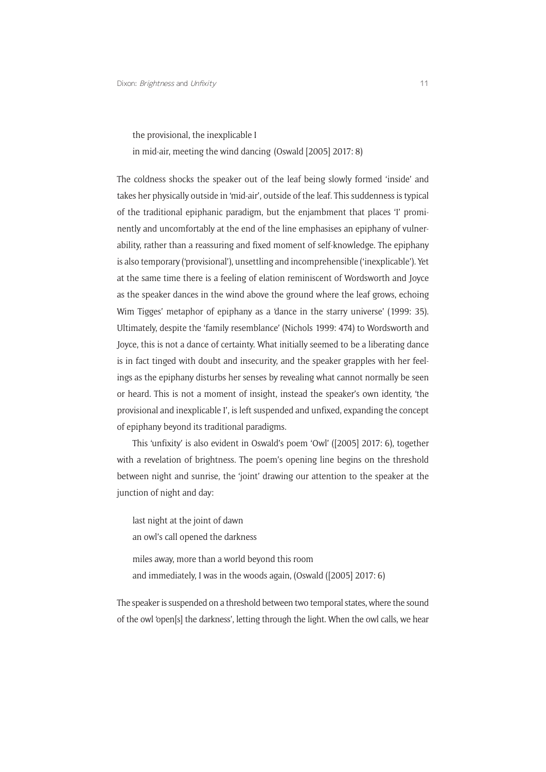the provisional, the inexplicable I
in mid-air, meeting the wind dancing (Oswald [2005] 2017: 8)

The coldness shocks the speaker out of the leaf being slowly formed 'inside' and takes her physically outside in 'mid-air', outside of the leaf. This suddenness is typical of the traditional epiphanic paradigm, but the enjambment that places 'I' prominently and uncomfortably at the end of the line emphasises an epiphany of vulnerability, rather than a reassuring and fixed moment of self-knowledge. The epiphany is also temporary ('provisional'), unsettling and incomprehensible ('inexplicable'). Yet at the same time there is a feeling of elation reminiscent of Wordsworth and Joyce as the speaker dances in the wind above the ground where the leaf grows, echoing Wim Tigges' metaphor of epiphany as a 'dance in the starry universe' (1999: 35). Ultimately, despite the 'family resemblance' (Nichols 1999: 474) to Wordsworth and Joyce, this is not a dance of certainty. What initially seemed to be a liberating dance is in fact tinged with doubt and insecurity, and the speaker grapples with her feelings as the epiphany disturbs her senses by revealing what cannot normally be seen or heard. This is not a moment of insight, instead the speaker's own identity, 'the provisional and inexplicable I', is left suspended and unfixed, expanding the concept of epiphany beyond its traditional paradigms.

This 'unfixity' is also evident in Oswald's poem 'Owl' ([2005] 2017: 6), together with a revelation of brightness. The poem's opening line begins on the threshold between night and sunrise, the 'joint' drawing our attention to the speaker at the junction of night and day:

last night at the joint of dawn
an owl's call opened the darkness

miles away, more than a world beyond this room
and immediately, I was in the woods again, (Oswald ([2005] 2017: 6)

The speaker is suspended on a threshold between two temporal states, where the sound of the owl 'open[s] the darkness', letting through the light. When the owl calls, we hear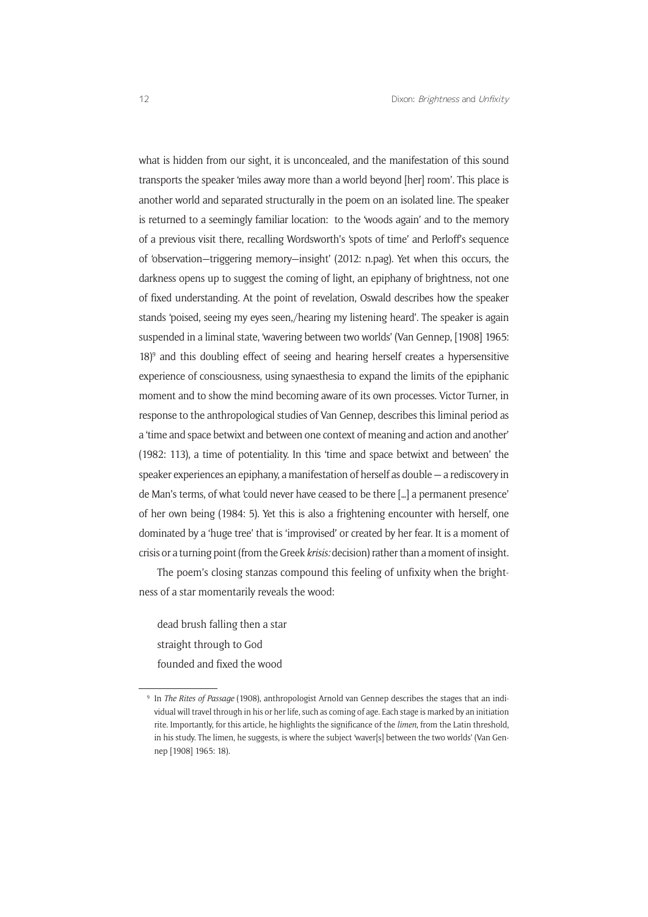what is hidden from our sight, it is unconcealed, and the manifestation of this sound transports the speaker 'miles away more than a world beyond [her] room'. This place is another world and separated structurally in the poem on an isolated line. The speaker is returned to a seemingly familiar location: to the 'woods again' and to the memory of a previous visit there, recalling Wordsworth's 'spots of time' and Perloff's sequence of 'observation—triggering memory—insight' (2012: n.pag). Yet when this occurs, the darkness opens up to suggest the coming of light, an epiphany of brightness, not one of fixed understanding. At the point of revelation, Oswald describes how the speaker stands 'poised, seeing my eyes seen,/hearing my listening heard'. The speaker is again suspended in a liminal state, 'wavering between two worlds' (Van Gennep, [1908] 1965: 18)[9] and this doubling effect of seeing and hearing herself creates a hypersensitive experience of consciousness, using synaesthesia to expand the limits of the epiphanic moment and to show the mind becoming aware of its own processes. Victor Turner, in response to the anthropological studies of Van Gennep, describes this liminal period as a 'time and space betwixt and between one context of meaning and action and another' (1982: 113), a time of potentiality. In this 'time and space betwixt and between' the speaker experiences an epiphany, a manifestation of herself as double — a rediscovery in de Man's terms, of what 'could never have ceased to be there […] a permanent presence' of her own being (1984: 5). Yet this is also a frightening encounter with herself, one dominated by a 'huge tree' that is 'improvised' or created by her fear. It is a moment of crisis or a turning point (from the Greek *krisis:* decision) rather than a moment of insight.

The poem's closing stanzas compound this feeling of unfixity when the brightness of a star momentarily reveals the wood:

> dead brush falling then a star
> straight through to God
> founded and fixed the wood

---

[9] In *The Rites of Passage* (1908), anthropologist Arnold van Gennep describes the stages that an individual will travel through in his or her life, such as coming of age. Each stage is marked by an initiation rite. Importantly, for this article, he highlights the significance of the *limen*, from the Latin threshold, in his study. The limen, he suggests, is where the subject 'waver[s] between the two worlds' (Van Gennep [1908] 1965: 18).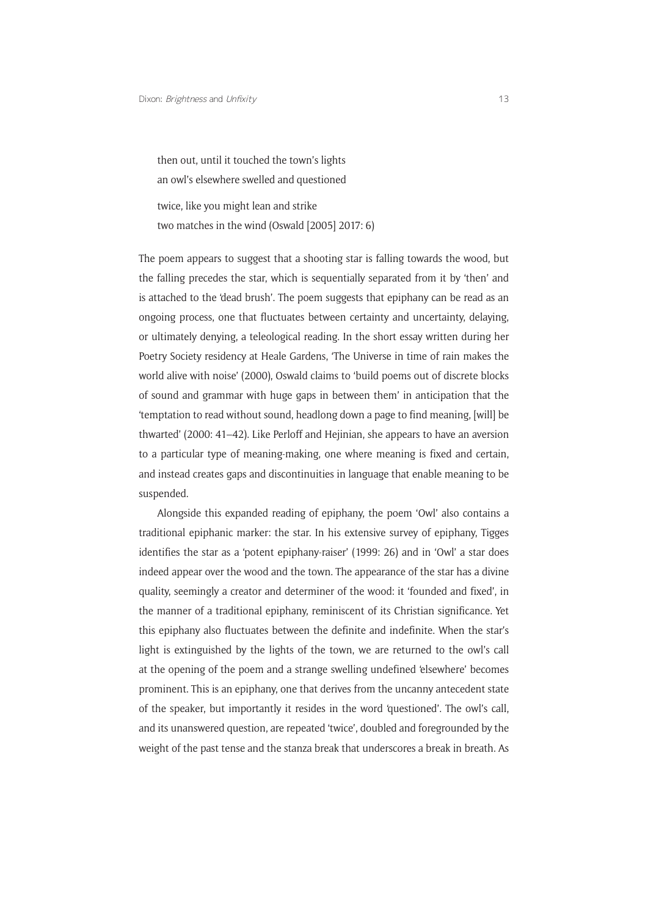then out, until it touched the town's lights  
an owl's elsewhere swelled and questioned

twice, like you might lean and strike  
two matches in the wind (Oswald [2005] 2017: 6)

The poem appears to suggest that a shooting star is falling towards the wood, but the falling precedes the star, which is sequentially separated from it by 'then' and is attached to the 'dead brush'. The poem suggests that epiphany can be read as an ongoing process, one that fluctuates between certainty and uncertainty, delaying, or ultimately denying, a teleological reading. In the short essay written during her Poetry Society residency at Heale Gardens, 'The Universe in time of rain makes the world alive with noise' (2000), Oswald claims to 'build poems out of discrete blocks of sound and grammar with huge gaps in between them' in anticipation that the 'temptation to read without sound, headlong down a page to find meaning, [will] be thwarted' (2000: 41–42). Like Perloff and Hejinian, she appears to have an aversion to a particular type of meaning-making, one where meaning is fixed and certain, and instead creates gaps and discontinuities in language that enable meaning to be suspended.

Alongside this expanded reading of epiphany, the poem 'Owl' also contains a traditional epiphanic marker: the star. In his extensive survey of epiphany, Tigges identifies the star as a 'potent epiphany-raiser' (1999: 26) and in 'Owl' a star does indeed appear over the wood and the town. The appearance of the star has a divine quality, seemingly a creator and determiner of the wood: it 'founded and fixed', in the manner of a traditional epiphany, reminiscent of its Christian significance. Yet this epiphany also fluctuates between the definite and indefinite. When the star's light is extinguished by the lights of the town, we are returned to the owl's call at the opening of the poem and a strange swelling undefined 'elsewhere' becomes prominent. This is an epiphany, one that derives from the uncanny antecedent state of the speaker, but importantly it resides in the word 'questioned'. The owl's call, and its unanswered question, are repeated 'twice', doubled and foregrounded by the weight of the past tense and the stanza break that underscores a break in breath. As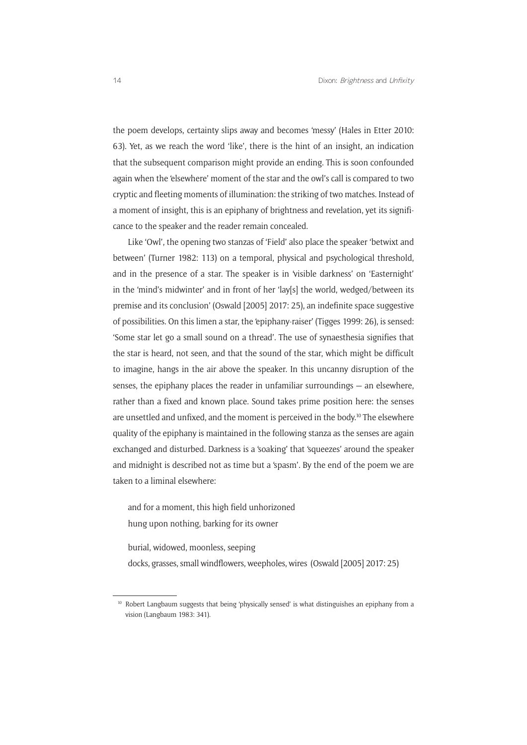the poem develops, certainty slips away and becomes 'messy' (Hales in Etter 2010: 63). Yet, as we reach the word 'like', there is the hint of an insight, an indication that the subsequent comparison might provide an ending. This is soon confounded again when the 'elsewhere' moment of the star and the owl's call is compared to two cryptic and fleeting moments of illumination: the striking of two matches. Instead of a moment of insight, this is an epiphany of brightness and revelation, yet its significance to the speaker and the reader remain concealed.

Like 'Owl', the opening two stanzas of 'Field' also place the speaker 'betwixt and between' (Turner 1982: 113) on a temporal, physical and psychological threshold, and in the presence of a star. The speaker is in 'visible darkness' on 'Easternight' in the 'mind's midwinter' and in front of her 'lay[s] the world, wedged/between its premise and its conclusion' (Oswald [2005] 2017: 25), an indefinite space suggestive of possibilities. On this limen a star, the 'epiphany-raiser' (Tigges 1999: 26), is sensed: 'Some star let go a small sound on a thread'. The use of synaesthesia signifies that the star is heard, not seen, and that the sound of the star, which might be difficult to imagine, hangs in the air above the speaker. In this uncanny disruption of the senses, the epiphany places the reader in unfamiliar surroundings — an elsewhere, rather than a fixed and known place. Sound takes prime position here: the senses are unsettled and unfixed, and the moment is perceived in the body.[10] The elsewhere quality of the epiphany is maintained in the following stanza as the senses are again exchanged and disturbed. Darkness is a 'soaking' that 'squeezes' around the speaker and midnight is described not as time but a 'spasm'. By the end of the poem we are taken to a liminal elsewhere:

> and for a moment, this high field unhorizoned
> hung upon nothing, barking for its owner
>
> burial, widowed, moonless, seeping
> docks, grasses, small windflowers, weepholes, wires (Oswald [2005] 2017: 25)

---

[10] Robert Langbaum suggests that being 'physically sensed' is what distinguishes an epiphany from a vision (Langbaum 1983: 341).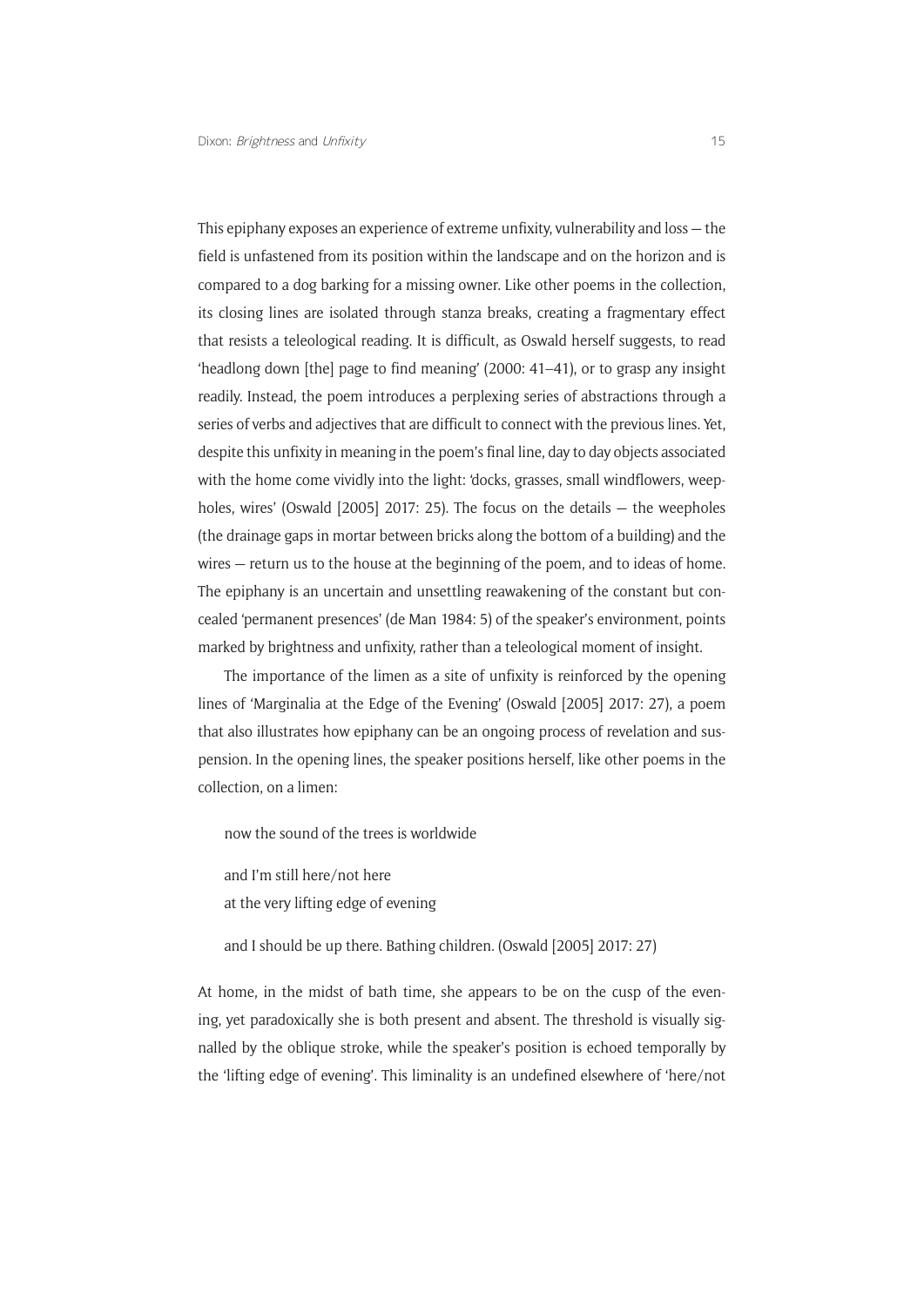This epiphany exposes an experience of extreme unfixity, vulnerability and loss — the field is unfastened from its position within the landscape and on the horizon and is compared to a dog barking for a missing owner. Like other poems in the collection, its closing lines are isolated through stanza breaks, creating a fragmentary effect that resists a teleological reading. It is difficult, as Oswald herself suggests, to read 'headlong down [the] page to find meaning' (2000: 41–41), or to grasp any insight readily. Instead, the poem introduces a perplexing series of abstractions through a series of verbs and adjectives that are difficult to connect with the previous lines. Yet, despite this unfixity in meaning in the poem's final line, day to day objects associated with the home come vividly into the light: 'docks, grasses, small windflowers, weepholes, wires' (Oswald [2005] 2017: 25). The focus on the details — the weepholes (the drainage gaps in mortar between bricks along the bottom of a building) and the wires — return us to the house at the beginning of the poem, and to ideas of home. The epiphany is an uncertain and unsettling reawakening of the constant but concealed 'permanent presences' (de Man 1984: 5) of the speaker's environment, points marked by brightness and unfixity, rather than a teleological moment of insight.

The importance of the limen as a site of unfixity is reinforced by the opening lines of 'Marginalia at the Edge of the Evening' (Oswald [2005] 2017: 27), a poem that also illustrates how epiphany can be an ongoing process of revelation and suspension. In the opening lines, the speaker positions herself, like other poems in the collection, on a limen:

> now the sound of the trees is worldwide
>
> and I'm still here/not here
> at the very lifting edge of evening
>
> and I should be up there. Bathing children. (Oswald [2005] 2017: 27)

At home, in the midst of bath time, she appears to be on the cusp of the evening, yet paradoxically she is both present and absent. The threshold is visually signalled by the oblique stroke, while the speaker's position is echoed temporally by the 'lifting edge of evening'. This liminality is an undefined elsewhere of 'here/not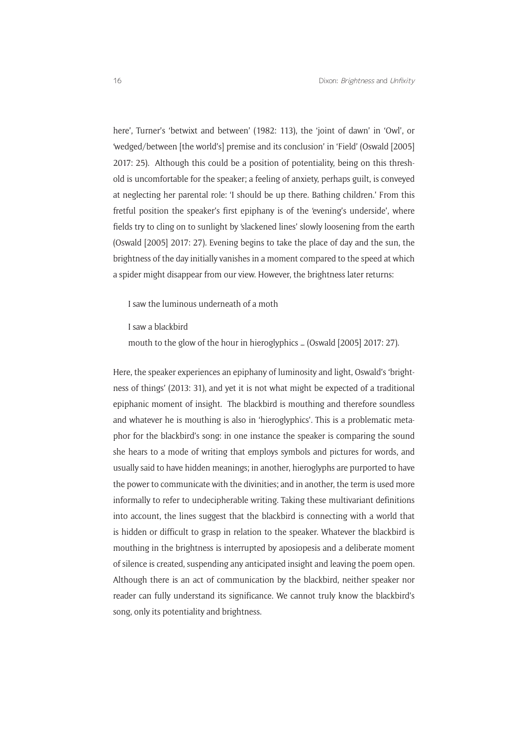here', Turner's 'betwixt and between' (1982: 113), the 'joint of dawn' in 'Owl', or 'wedged/between [the world's] premise and its conclusion' in 'Field' (Oswald [2005] 2017: 25). Although this could be a position of potentiality, being on this threshold is uncomfortable for the speaker; a feeling of anxiety, perhaps guilt, is conveyed at neglecting her parental role: 'I should be up there. Bathing children.' From this fretful position the speaker's first epiphany is of the 'evening's underside', where fields try to cling on to sunlight by 'slackened lines' slowly loosening from the earth (Oswald [2005] 2017: 27). Evening begins to take the place of day and the sun, the brightness of the day initially vanishes in a moment compared to the speed at which a spider might disappear from our view. However, the brightness later returns:

> I saw the luminous underneath of a moth
>
> I saw a blackbird
> mouth to the glow of the hour in hieroglyphics … (Oswald [2005] 2017: 27).

Here, the speaker experiences an epiphany of luminosity and light, Oswald's 'brightness of things' (2013: 31), and yet it is not what might be expected of a traditional epiphanic moment of insight. The blackbird is mouthing and therefore soundless and whatever he is mouthing is also in 'hieroglyphics'. This is a problematic metaphor for the blackbird's song: in one instance the speaker is comparing the sound she hears to a mode of writing that employs symbols and pictures for words, and usually said to have hidden meanings; in another, hieroglyphs are purported to have the power to communicate with the divinities; and in another, the term is used more informally to refer to undecipherable writing. Taking these multivariant definitions into account, the lines suggest that the blackbird is connecting with a world that is hidden or difficult to grasp in relation to the speaker. Whatever the blackbird is mouthing in the brightness is interrupted by aposiopesis and a deliberate moment of silence is created, suspending any anticipated insight and leaving the poem open. Although there is an act of communication by the blackbird, neither speaker nor reader can fully understand its significance. We cannot truly know the blackbird's song, only its potentiality and brightness.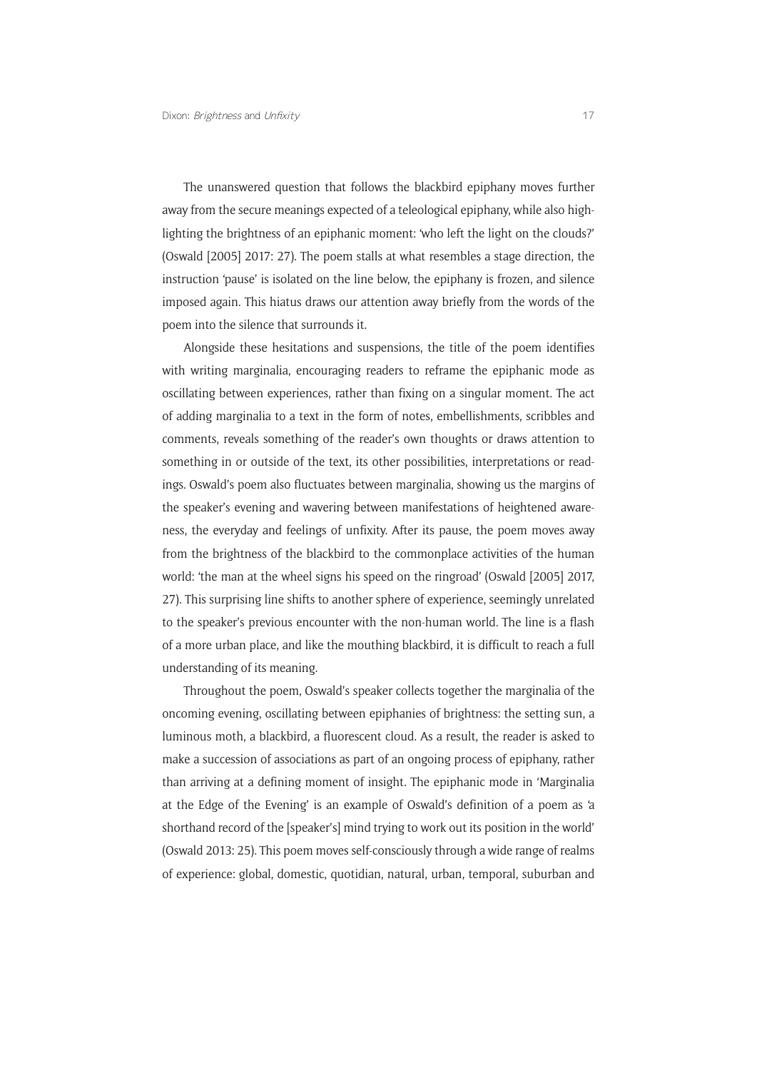The unanswered question that follows the blackbird epiphany moves further away from the secure meanings expected of a teleological epiphany, while also highlighting the brightness of an epiphanic moment: 'who left the light on the clouds?' (Oswald [2005] 2017: 27). The poem stalls at what resembles a stage direction, the instruction 'pause' is isolated on the line below, the epiphany is frozen, and silence imposed again. This hiatus draws our attention away briefly from the words of the poem into the silence that surrounds it.

Alongside these hesitations and suspensions, the title of the poem identifies with writing marginalia, encouraging readers to reframe the epiphanic mode as oscillating between experiences, rather than fixing on a singular moment. The act of adding marginalia to a text in the form of notes, embellishments, scribbles and comments, reveals something of the reader's own thoughts or draws attention to something in or outside of the text, its other possibilities, interpretations or readings. Oswald's poem also fluctuates between marginalia, showing us the margins of the speaker's evening and wavering between manifestations of heightened awareness, the everyday and feelings of unfixity. After its pause, the poem moves away from the brightness of the blackbird to the commonplace activities of the human world: 'the man at the wheel signs his speed on the ringroad' (Oswald [2005] 2017, 27). This surprising line shifts to another sphere of experience, seemingly unrelated to the speaker's previous encounter with the non-human world. The line is a flash of a more urban place, and like the mouthing blackbird, it is difficult to reach a full understanding of its meaning.

Throughout the poem, Oswald's speaker collects together the marginalia of the oncoming evening, oscillating between epiphanies of brightness: the setting sun, a luminous moth, a blackbird, a fluorescent cloud. As a result, the reader is asked to make a succession of associations as part of an ongoing process of epiphany, rather than arriving at a defining moment of insight. The epiphanic mode in 'Marginalia at the Edge of the Evening' is an example of Oswald's definition of a poem as 'a shorthand record of the [speaker's] mind trying to work out its position in the world' (Oswald 2013: 25). This poem moves self-consciously through a wide range of realms of experience: global, domestic, quotidian, natural, urban, temporal, suburban and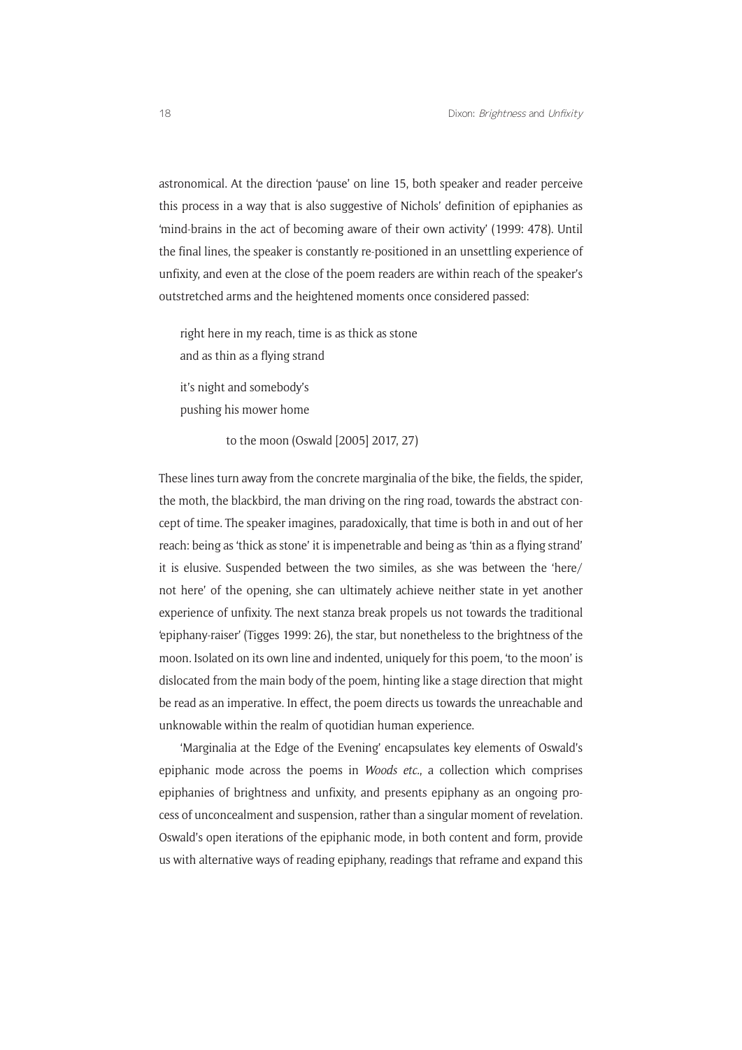astronomical. At the direction 'pause' on line 15, both speaker and reader perceive this process in a way that is also suggestive of Nichols' definition of epiphanies as 'mind-brains in the act of becoming aware of their own activity' (1999: 478). Until the final lines, the speaker is constantly re-positioned in an unsettling experience of unfixity, and even at the close of the poem readers are within reach of the speaker's outstretched arms and the heightened moments once considered passed:

> right here in my reach, time is as thick as stone
> and as thin as a flying strand
>
> it's night and somebody's
> pushing his mower home
>
> to the moon (Oswald [2005] 2017, 27)

These lines turn away from the concrete marginalia of the bike, the fields, the spider, the moth, the blackbird, the man driving on the ring road, towards the abstract concept of time. The speaker imagines, paradoxically, that time is both in and out of her reach: being as 'thick as stone' it is impenetrable and being as 'thin as a flying strand' it is elusive. Suspended between the two similes, as she was between the 'here/not here' of the opening, she can ultimately achieve neither state in yet another experience of unfixity. The next stanza break propels us not towards the traditional 'epiphany-raiser' (Tigges 1999: 26), the star, but nonetheless to the brightness of the moon. Isolated on its own line and indented, uniquely for this poem, 'to the moon' is dislocated from the main body of the poem, hinting like a stage direction that might be read as an imperative. In effect, the poem directs us towards the unreachable and unknowable within the realm of quotidian human experience.

'Marginalia at the Edge of the Evening' encapsulates key elements of Oswald's epiphanic mode across the poems in *Woods etc.*, a collection which comprises epiphanies of brightness and unfixity, and presents epiphany as an ongoing process of unconcealment and suspension, rather than a singular moment of revelation. Oswald's open iterations of the epiphanic mode, in both content and form, provide us with alternative ways of reading epiphany, readings that reframe and expand this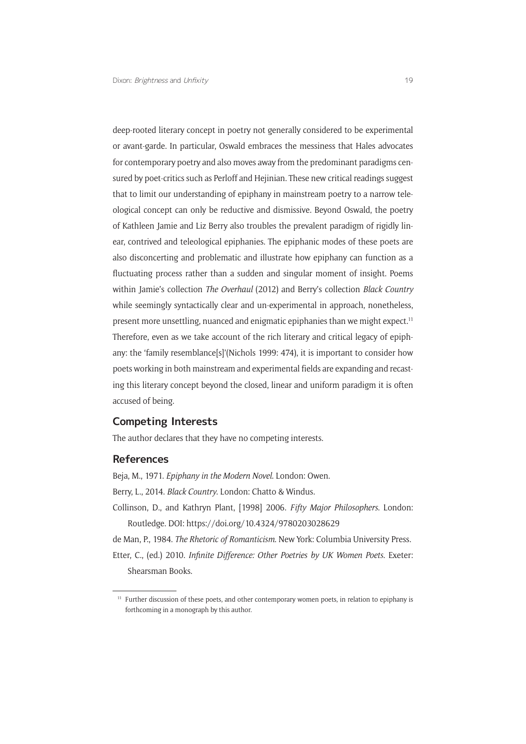deep-rooted literary concept in poetry not generally considered to be experimental or avant-garde. In particular, Oswald embraces the messiness that Hales advocates for contemporary poetry and also moves away from the predominant paradigms censured by poet-critics such as Perloff and Hejinian. These new critical readings suggest that to limit our understanding of epiphany in mainstream poetry to a narrow teleological concept can only be reductive and dismissive. Beyond Oswald, the poetry of Kathleen Jamie and Liz Berry also troubles the prevalent paradigm of rigidly linear, contrived and teleological epiphanies. The epiphanic modes of these poets are also disconcerting and problematic and illustrate how epiphany can function as a fluctuating process rather than a sudden and singular moment of insight. Poems within Jamie's collection *The Overhaul* (2012) and Berry's collection *Black Country* while seemingly syntactically clear and un-experimental in approach, nonetheless, present more unsettling, nuanced and enigmatic epiphanies than we might expect.[11] Therefore, even as we take account of the rich literary and critical legacy of epiphany: the 'family resemblance[s]'(Nichols 1999: 474), it is important to consider how poets working in both mainstream and experimental fields are expanding and recasting this literary concept beyond the closed, linear and uniform paradigm it is often accused of being.

## Competing Interests

The author declares that they have no competing interests.

## References

Beja, M., 1971. *Epiphany in the Modern Novel*. London: Owen.

Berry, L., 2014. *Black Country*. London: Chatto & Windus.

Collinson, D., and Kathryn Plant, [1998] 2006. *Fifty Major Philosophers*. London: Routledge. DOI: https://doi.org/10.4324/9780203028629

de Man, P., 1984. *The Rhetoric of Romanticism*. New York: Columbia University Press.

Etter, C., (ed.) 2010. *Infinite Difference: Other Poetries by UK Women Poets*. Exeter: Shearsman Books.

[11] Further discussion of these poets, and other contemporary women poets, in relation to epiphany is forthcoming in a monograph by this author.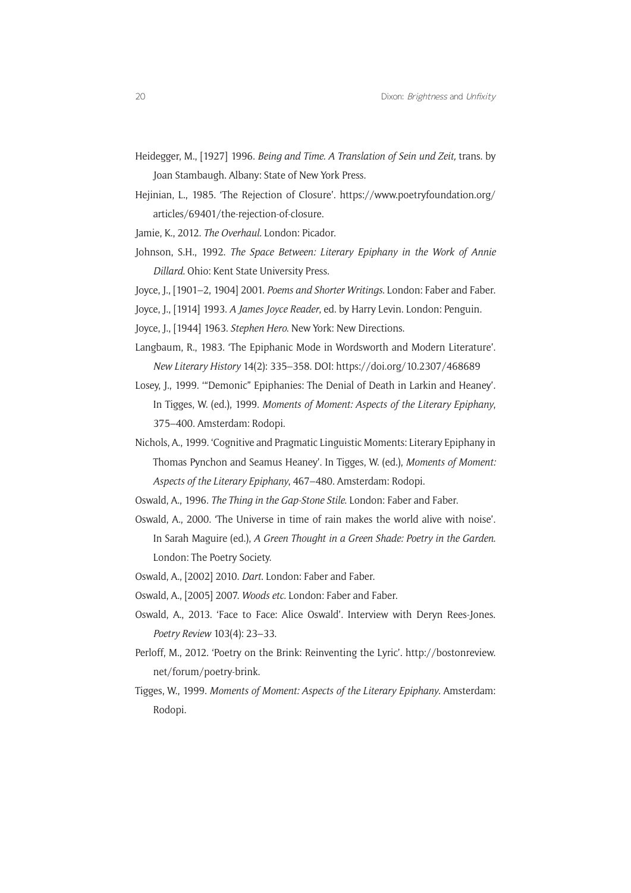Heidegger, M., [1927] 1996. *Being and Time. A Translation of Sein und Zeit,* trans. by Joan Stambaugh. Albany: State of New York Press.

Hejinian, L., 1985. 'The Rejection of Closure'. https://www.poetryfoundation.org/articles/69401/the-rejection-of-closure.

Jamie, K., 2012. *The Overhaul.* London: Picador.

Johnson, S.H., 1992. *The Space Between: Literary Epiphany in the Work of Annie Dillard.* Ohio: Kent State University Press.

Joyce, J., [1901–2, 1904] 2001. *Poems and Shorter Writings*. London: Faber and Faber.

Joyce, J., [1914] 1993. *A James Joyce Reader*, ed. by Harry Levin. London: Penguin.

Joyce, J., [1944] 1963. *Stephen Hero.* New York: New Directions.

Langbaum, R., 1983. 'The Epiphanic Mode in Wordsworth and Modern Literature'. *New Literary History* 14(2): 335–358. DOI: https://doi.org/10.2307/468689

Losey, J., 1999. '"Demonic" Epiphanies: The Denial of Death in Larkin and Heaney'. In Tigges, W. (ed.), 1999. *Moments of Moment: Aspects of the Literary Epiphany*, 375–400. Amsterdam: Rodopi.

Nichols, A., 1999. 'Cognitive and Pragmatic Linguistic Moments: Literary Epiphany in Thomas Pynchon and Seamus Heaney'. In Tigges, W. (ed.), *Moments of Moment: Aspects of the Literary Epiphany*, 467–480. Amsterdam: Rodopi.

Oswald, A., 1996. *The Thing in the Gap-Stone Stile.* London: Faber and Faber.

Oswald, A., 2000. 'The Universe in time of rain makes the world alive with noise'. In Sarah Maguire (ed.), *A Green Thought in a Green Shade: Poetry in the Garden.* London: The Poetry Society.

Oswald, A., [2002] 2010. *Dart*. London: Faber and Faber.

Oswald, A., [2005] 2007. *Woods etc.* London: Faber and Faber.

Oswald, A., 2013. 'Face to Face: Alice Oswald'. Interview with Deryn Rees-Jones. *Poetry Review* 103(4): 23–33.

Perloff, M., 2012. 'Poetry on the Brink: Reinventing the Lyric'. http://bostonreview.net/forum/poetry-brink.

Tigges, W., 1999. *Moments of Moment: Aspects of the Literary Epiphany*. Amsterdam: Rodopi.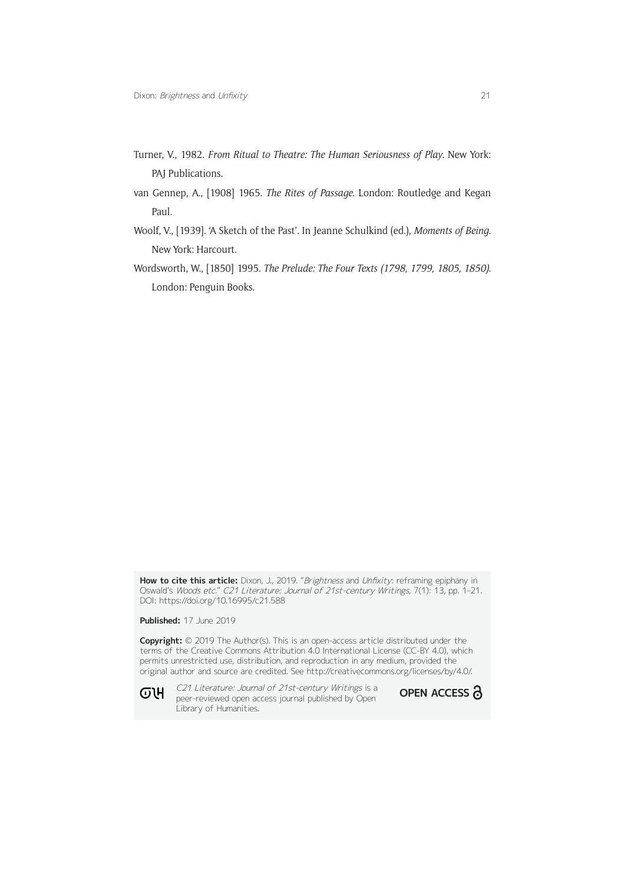Turner, V., 1982. *From Ritual to Theatre: The Human Seriousness of Play*. New York: PAJ Publications.

van Gennep, A., [1908] 1965. *The Rites of Passage*. London: Routledge and Kegan Paul.

Woolf, V., [1939]. 'A Sketch of the Past'. In Jeanne Schulkind (ed.), *Moments of Being*. New York: Harcourt.

Wordsworth, W., [1850] 1995. *The Prelude: The Four Texts (1798, 1799, 1805, 1850)*. London: Penguin Books.

**How to cite this article:** Dixon, J., 2019. "*Brightness* and *Unfixity*: reframing epiphany in Oswald's *Woods etc*." *C21 Literature: Journal of 21st-century Writings*, 7(1): 13, pp. 1–21. DOI: https://doi.org/10.16995/c21.588

**Published:** 17 June 2019

**Copyright:** © 2019 The Author(s). This is an open-access article distributed under the terms of the Creative Commons Attribution 4.0 International License (CC-BY 4.0), which permits unrestricted use, distribution, and reproduction in any medium, provided the original author and source are credited. See http://creativecommons.org/licenses/by/4.0/.

*C21 Literature: Journal of 21st-century Writings* is a peer-reviewed open access journal published by Open Library of Humanities.

OPEN ACCESS